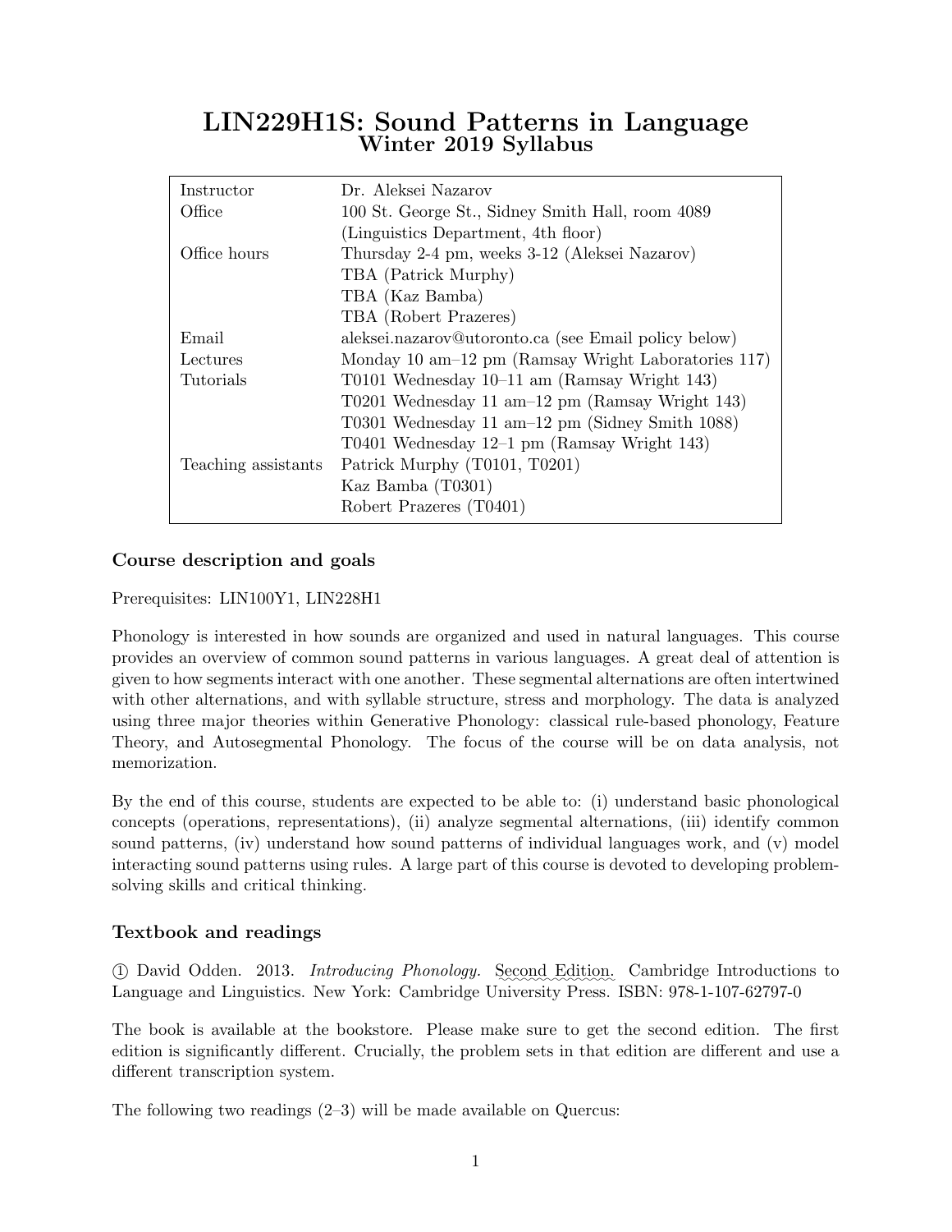# LIN229H1S: Sound Patterns in Language
## Winter 2019 Syllabus

| | |
|---|---|
| Instructor | Dr. Aleksei Nazarov |
| Office | 100 St. George St., Sidney Smith Hall, room 4089 (Linguistics Department, 4th floor) |
| Office hours | Thursday 2-4 pm, weeks 3-12 (Aleksei Nazarov)<br>TBA (Patrick Murphy)<br>TBA (Kaz Bamba)<br>TBA (Robert Prazeres) |
| Email | aleksei.nazarov@utoronto.ca (see Email policy below) |
| Lectures | Monday 10 am–12 pm (Ramsay Wright Laboratories 117) |
| Tutorials | T0101 Wednesday 10–11 am (Ramsay Wright 143)<br>T0201 Wednesday 11 am–12 pm (Ramsay Wright 143)<br>T0301 Wednesday 11 am–12 pm (Sidney Smith 1088)<br>T0401 Wednesday 12–1 pm (Ramsay Wright 143) |
| Teaching assistants | Patrick Murphy (T0101, T0201)<br>Kaz Bamba (T0301)<br>Robert Prazeres (T0401) |

### Course description and goals

Prerequisites: LIN100Y1, LIN228H1

Phonology is interested in how sounds are organized and used in natural languages. This course provides an overview of common sound patterns in various languages. A great deal of attention is given to how segments interact with one another. These segmental alternations are often intertwined with other alternations, and with syllable structure, stress and morphology. The data is analyzed using three major theories within Generative Phonology: classical rule-based phonology, Feature Theory, and Autosegmental Phonology. The focus of the course will be on data analysis, not memorization.

By the end of this course, students are expected to be able to: (i) understand basic phonological concepts (operations, representations), (ii) analyze segmental alternations, (iii) identify common sound patterns, (iv) understand how sound patterns of individual languages work, and (v) model interacting sound patterns using rules. A large part of this course is devoted to developing problem-solving skills and critical thinking.

### Textbook and readings

① David Odden. 2013. *Introducing Phonology.* Second Edition. Cambridge Introductions to Language and Linguistics. New York: Cambridge University Press. ISBN: 978-1-107-62797-0

The book is available at the bookstore. Please make sure to get the second edition. The first edition is significantly different. Crucially, the problem sets in that edition are different and use a different transcription system.

The following two readings (2–3) will be made available on Quercus: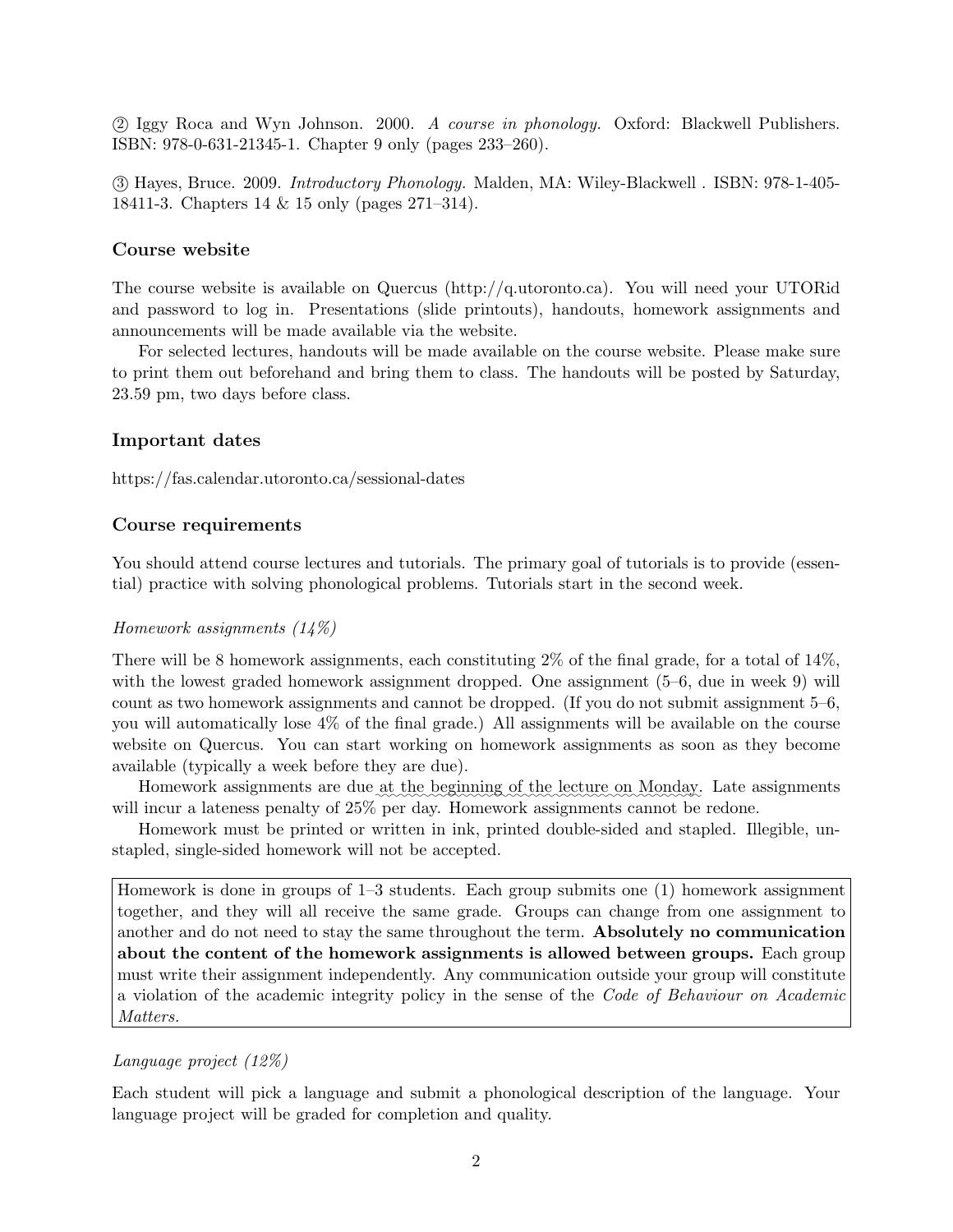② Iggy Roca and Wyn Johnson. 2000. *A course in phonology.* Oxford: Blackwell Publishers. ISBN: 978-0-631-21345-1. Chapter 9 only (pages 233–260).

③ Hayes, Bruce. 2009. *Introductory Phonology.* Malden, MA: Wiley-Blackwell . ISBN: 978-1-405-18411-3. Chapters 14 & 15 only (pages 271–314).

### Course website

The course website is available on Quercus (http://q.utoronto.ca). You will need your UTORid and password to log in. Presentations (slide printouts), handouts, homework assignments and announcements will be made available via the website.

For selected lectures, handouts will be made available on the course website. Please make sure to print them out beforehand and bring them to class. The handouts will be posted by Saturday, 23.59 pm, two days before class.

### Important dates

https://fas.calendar.utoronto.ca/sessional-dates

### Course requirements

You should attend course lectures and tutorials. The primary goal of tutorials is to provide (essential) practice with solving phonological problems. Tutorials start in the second week.

*Homework assignments (14%)*

There will be 8 homework assignments, each constituting 2% of the final grade, for a total of 14%, with the lowest graded homework assignment dropped. One assignment (5–6, due in week 9) will count as two homework assignments and cannot be dropped. (If you do not submit assignment 5–6, you will automatically lose 4% of the final grade.) All assignments will be available on the course website on Quercus. You can start working on homework assignments as soon as they become available (typically a week before they are due).

Homework assignments are due at the beginning of the lecture on Monday. Late assignments will incur a lateness penalty of 25% per day. Homework assignments cannot be redone.

Homework must be printed or written in ink, printed double-sided and stapled. Illegible, unstapled, single-sided homework will not be accepted.

Homework is done in groups of 1–3 students. Each group submits one (1) homework assignment together, and they will all receive the same grade. Groups can change from one assignment to another and do not need to stay the same throughout the term. **Absolutely no communication about the content of the homework assignments is allowed between groups.** Each group must write their assignment independently. Any communication outside your group will constitute a violation of the academic integrity policy in the sense of the *Code of Behaviour on Academic Matters.*

*Language project (12%)*

Each student will pick a language and submit a phonological description of the language. Your language project will be graded for completion and quality.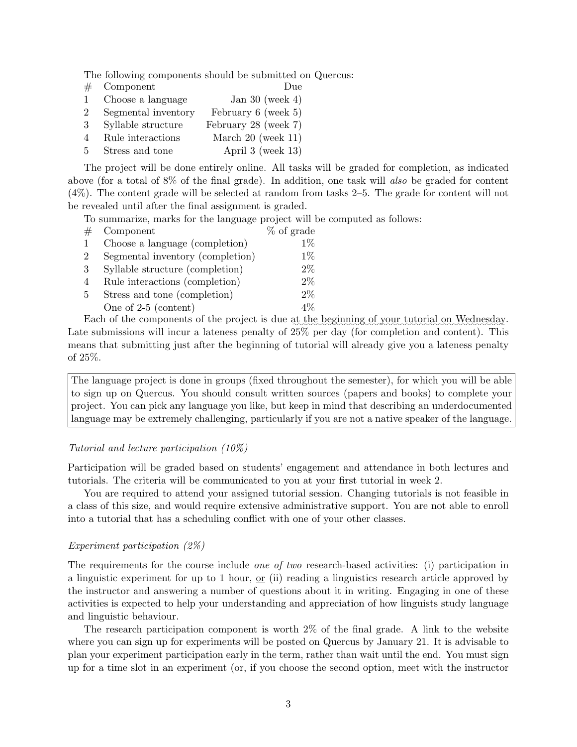The following components should be submitted on Quercus:

| # | Component | Due |
|---|---|---|
| 1 | Choose a language | Jan 30 (week 4) |
| 2 | Segmental inventory | February 6 (week 5) |
| 3 | Syllable structure | February 28 (week 7) |
| 4 | Rule interactions | March 20 (week 11) |
| 5 | Stress and tone | April 3 (week 13) |

The project will be done entirely online. All tasks will be graded for completion, as indicated above (for a total of 8% of the final grade). In addition, one task will *also* be graded for content (4%). The content grade will be selected at random from tasks 2–5. The grade for content will not be revealed until after the final assignment is graded.

To summarize, marks for the language project will be computed as follows:

| # | Component | % of grade |
|---|---|---|
| 1 | Choose a language (completion) | 1% |
| 2 | Segmental inventory (completion) | 1% |
| 3 | Syllable structure (completion) | 2% |
| 4 | Rule interactions (completion) | 2% |
| 5 | Stress and tone (completion) | 2% |
| | One of 2-5 (content) | 4% |

Each of the components of the project is due at the beginning of your tutorial on Wednesday. Late submissions will incur a lateness penalty of 25% per day (for completion and content). This means that submitting just after the beginning of tutorial will already give you a lateness penalty of 25%.

> The language project is done in groups (fixed throughout the semester), for which you will be able to sign up on Quercus. You should consult written sources (papers and books) to complete your project. You can pick any language you like, but keep in mind that describing an underdocumented language may be extremely challenging, particularly if you are not a native speaker of the language.

*Tutorial and lecture participation (10%)*

Participation will be graded based on students' engagement and attendance in both lectures and tutorials. The criteria will be communicated to you at your first tutorial in week 2.

You are required to attend your assigned tutorial session. Changing tutorials is not feasible in a class of this size, and would require extensive administrative support. You are not able to enroll into a tutorial that has a scheduling conflict with one of your other classes.

*Experiment participation (2%)*

The requirements for the course include *one of two* research-based activities: (i) participation in a linguistic experiment for up to 1 hour, or (ii) reading a linguistics research article approved by the instructor and answering a number of questions about it in writing. Engaging in one of these activities is expected to help your understanding and appreciation of how linguists study language and linguistic behaviour.

The research participation component is worth 2% of the final grade. A link to the website where you can sign up for experiments will be posted on Quercus by January 21. It is advisable to plan your experiment participation early in the term, rather than wait until the end. You must sign up for a time slot in an experiment (or, if you choose the second option, meet with the instructor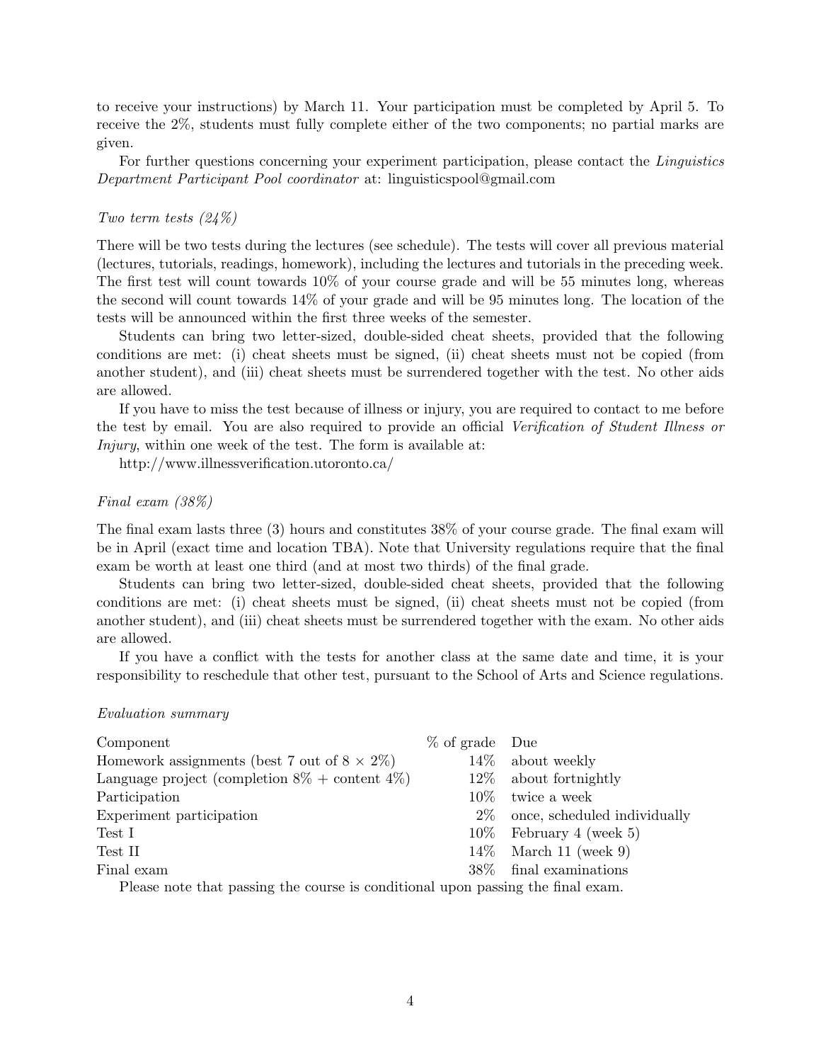to receive your instructions) by March 11. Your participation must be completed by April 5. To receive the 2%, students must fully complete either of the two components; no partial marks are given.

For further questions concerning your experiment participation, please contact the *Linguistics Department Participant Pool coordinator* at: linguisticspool@gmail.com

*Two term tests (24%)*

There will be two tests during the lectures (see schedule). The tests will cover all previous material (lectures, tutorials, readings, homework), including the lectures and tutorials in the preceding week. The first test will count towards 10% of your course grade and will be 55 minutes long, whereas the second will count towards 14% of your grade and will be 95 minutes long. The location of the tests will be announced within the first three weeks of the semester.

Students can bring two letter-sized, double-sided cheat sheets, provided that the following conditions are met: (i) cheat sheets must be signed, (ii) cheat sheets must not be copied (from another student), and (iii) cheat sheets must be surrendered together with the test. No other aids are allowed.

If you have to miss the test because of illness or injury, you are required to contact to me before the test by email. You are also required to provide an official *Verification of Student Illness or Injury*, within one week of the test. The form is available at:

http://www.illnessverification.utoronto.ca/

*Final exam (38%)*

The final exam lasts three (3) hours and constitutes 38% of your course grade. The final exam will be in April (exact time and location TBA). Note that University regulations require that the final exam be worth at least one third (and at most two thirds) of the final grade.

Students can bring two letter-sized, double-sided cheat sheets, provided that the following conditions are met: (i) cheat sheets must be signed, (ii) cheat sheets must not be copied (from another student), and (iii) cheat sheets must be surrendered together with the exam. No other aids are allowed.

If you have a conflict with the tests for another class at the same date and time, it is your responsibility to reschedule that other test, pursuant to the School of Arts and Science regulations.

*Evaluation summary*

| Component | % of grade | Due |
|---|---|---|
| Homework assignments (best 7 out of 8 × 2%) | 14% | about weekly |
| Language project (completion 8% + content 4%) | 12% | about fortnightly |
| Participation | 10% | twice a week |
| Experiment participation | 2% | once, scheduled individually |
| Test I | 10% | February 4 (week 5) |
| Test II | 14% | March 11 (week 9) |
| Final exam | 38% | final examinations |

Please note that passing the course is conditional upon passing the final exam.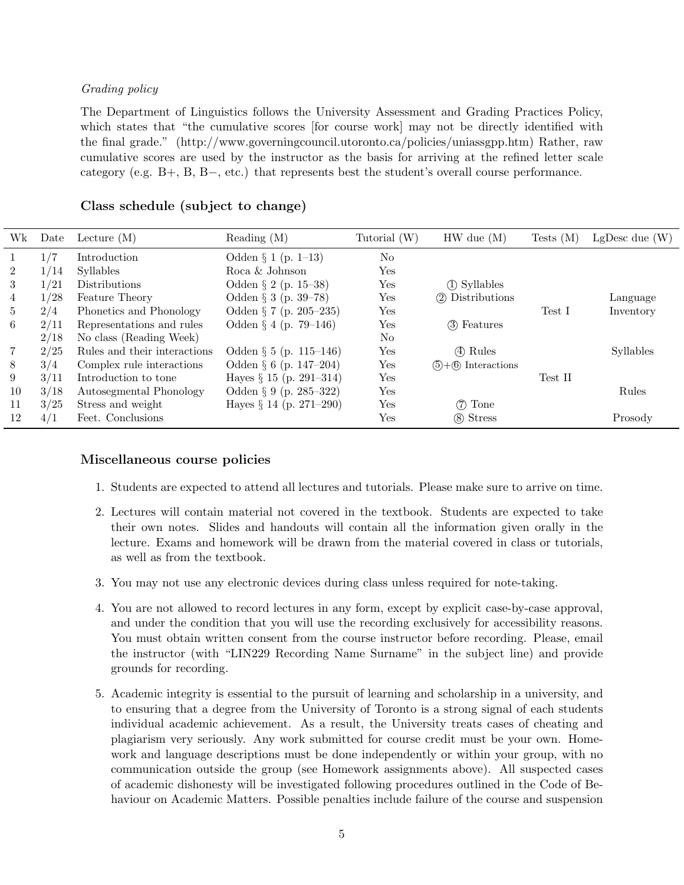*Grading policy*

The Department of Linguistics follows the University Assessment and Grading Practices Policy, which states that "the cumulative scores [for course work] may not be directly identified with the final grade." (http://www.governingcouncil.utoronto.ca/policies/uniassgpp.htm) Rather, raw cumulative scores are used by the instructor as the basis for arriving at the refined letter scale category (e.g. B+, B, B−, etc.) that represents best the student's overall course performance.

### Class schedule (subject to change)

| Wk | Date | Lecture (M) | Reading (M) | Tutorial (W) | HW due (M) | Tests (M) | LgDesc due (W) |
|---|---|---|---|---|---|---|---|
| 1 | 1/7 | Introduction | Odden § 1 (p. 1–13) | No | | | |
| 2 | 1/14 | Syllables | Roca & Johnson | Yes | | | |
| 3 | 1/21 | Distributions | Odden § 2 (p. 15–38) | Yes | ① Syllables | | |
| 4 | 1/28 | Feature Theory | Odden § 3 (p. 39–78) | Yes | ② Distributions | | Language |
| 5 | 2/4 | Phonetics and Phonology | Odden § 7 (p. 205–235) | Yes | | Test I | Inventory |
| 6 | 2/11 | Representations and rules | Odden § 4 (p. 79–146) | Yes | ③ Features | | |
| | 2/18 | No class (Reading Week) | | No | | | |
| 7 | 2/25 | Rules and their interactions | Odden § 5 (p. 115–146) | Yes | ④ Rules | | Syllables |
| 8 | 3/4 | Complex rule interactions | Odden § 6 (p. 147–204) | Yes | ⑤+⑥ Interactions | | |
| 9 | 3/11 | Introduction to tone | Hayes § 15 (p. 291–314) | Yes | | Test II | |
| 10 | 3/18 | Autosegmental Phonology | Odden § 9 (p. 285–322) | Yes | | | Rules |
| 11 | 3/25 | Stress and weight | Hayes § 14 (p. 271–290) | Yes | ⑦ Tone | | |
| 12 | 4/1 | Feet. Conclusions | | Yes | ⑧ Stress | | Prosody |

### Miscellaneous course policies

1. Students are expected to attend all lectures and tutorials. Please make sure to arrive on time.
2. Lectures will contain material not covered in the textbook. Students are expected to take their own notes. Slides and handouts will contain all the information given orally in the lecture. Exams and homework will be drawn from the material covered in class or tutorials, as well as from the textbook.
3. You may not use any electronic devices during class unless required for note-taking.
4. You are not allowed to record lectures in any form, except by explicit case-by-case approval, and under the condition that you will use the recording exclusively for accessibility reasons. You must obtain written consent from the course instructor before recording. Please, email the instructor (with "LIN229 Recording Name Surname" in the subject line) and provide grounds for recording.
5. Academic integrity is essential to the pursuit of learning and scholarship in a university, and to ensuring that a degree from the University of Toronto is a strong signal of each students individual academic achievement. As a result, the University treats cases of cheating and plagiarism very seriously. Any work submitted for course credit must be your own. Homework and language descriptions must be done independently or within your group, with no communication outside the group (see Homework assignments above). All suspected cases of academic dishonesty will be investigated following procedures outlined in the Code of Behaviour on Academic Matters. Possible penalties include failure of the course and suspension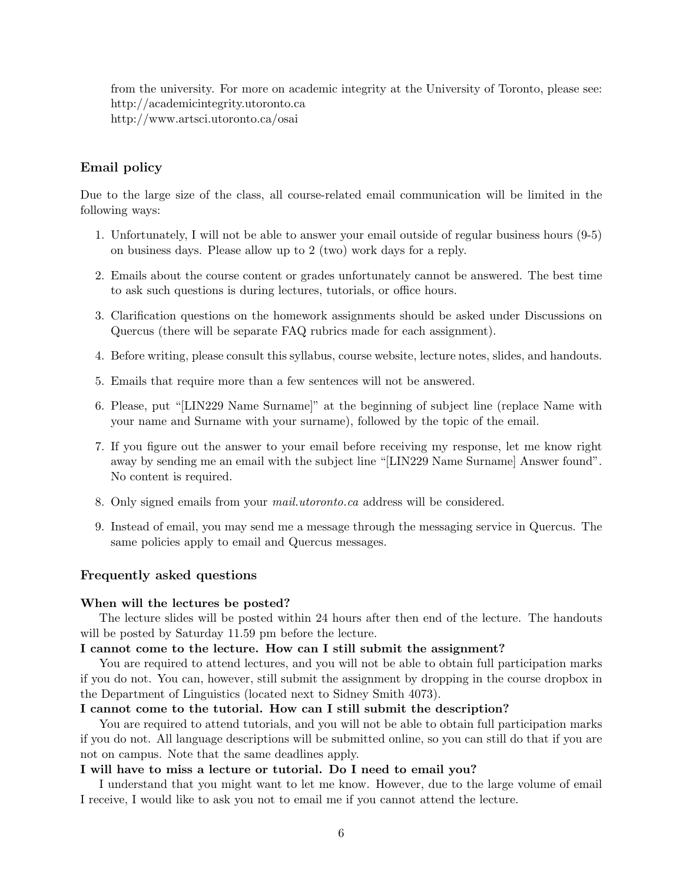from the university. For more on academic integrity at the University of Toronto, please see:
http://academicintegrity.utoronto.ca
http://www.artsci.utoronto.ca/osai

## Email policy

Due to the large size of the class, all course-related email communication will be limited in the following ways:

1. Unfortunately, I will not be able to answer your email outside of regular business hours (9-5) on business days. Please allow up to 2 (two) work days for a reply.
2. Emails about the course content or grades unfortunately cannot be answered. The best time to ask such questions is during lectures, tutorials, or office hours.
3. Clarification questions on the homework assignments should be asked under Discussions on Quercus (there will be separate FAQ rubrics made for each assignment).
4. Before writing, please consult this syllabus, course website, lecture notes, slides, and handouts.
5. Emails that require more than a few sentences will not be answered.
6. Please, put "[LIN229 Name Surname]" at the beginning of subject line (replace Name with your name and Surname with your surname), followed by the topic of the email.
7. If you figure out the answer to your email before receiving my response, let me know right away by sending me an email with the subject line "[LIN229 Name Surname] Answer found". No content is required.
8. Only signed emails from your *mail.utoronto.ca* address will be considered.
9. Instead of email, you may send me a message through the messaging service in Quercus. The same policies apply to email and Quercus messages.

## Frequently asked questions

**When will the lectures be posted?**

The lecture slides will be posted within 24 hours after then end of the lecture. The handouts will be posted by Saturday 11.59 pm before the lecture.

**I cannot come to the lecture. How can I still submit the assignment?**

You are required to attend lectures, and you will not be able to obtain full participation marks if you do not. You can, however, still submit the assignment by dropping in the course dropbox in the Department of Linguistics (located next to Sidney Smith 4073).

**I cannot come to the tutorial. How can I still submit the description?**

You are required to attend tutorials, and you will not be able to obtain full participation marks if you do not. All language descriptions will be submitted online, so you can still do that if you are not on campus. Note that the same deadlines apply.

**I will have to miss a lecture or tutorial. Do I need to email you?**

I understand that you might want to let me know. However, due to the large volume of email I receive, I would like to ask you not to email me if you cannot attend the lecture.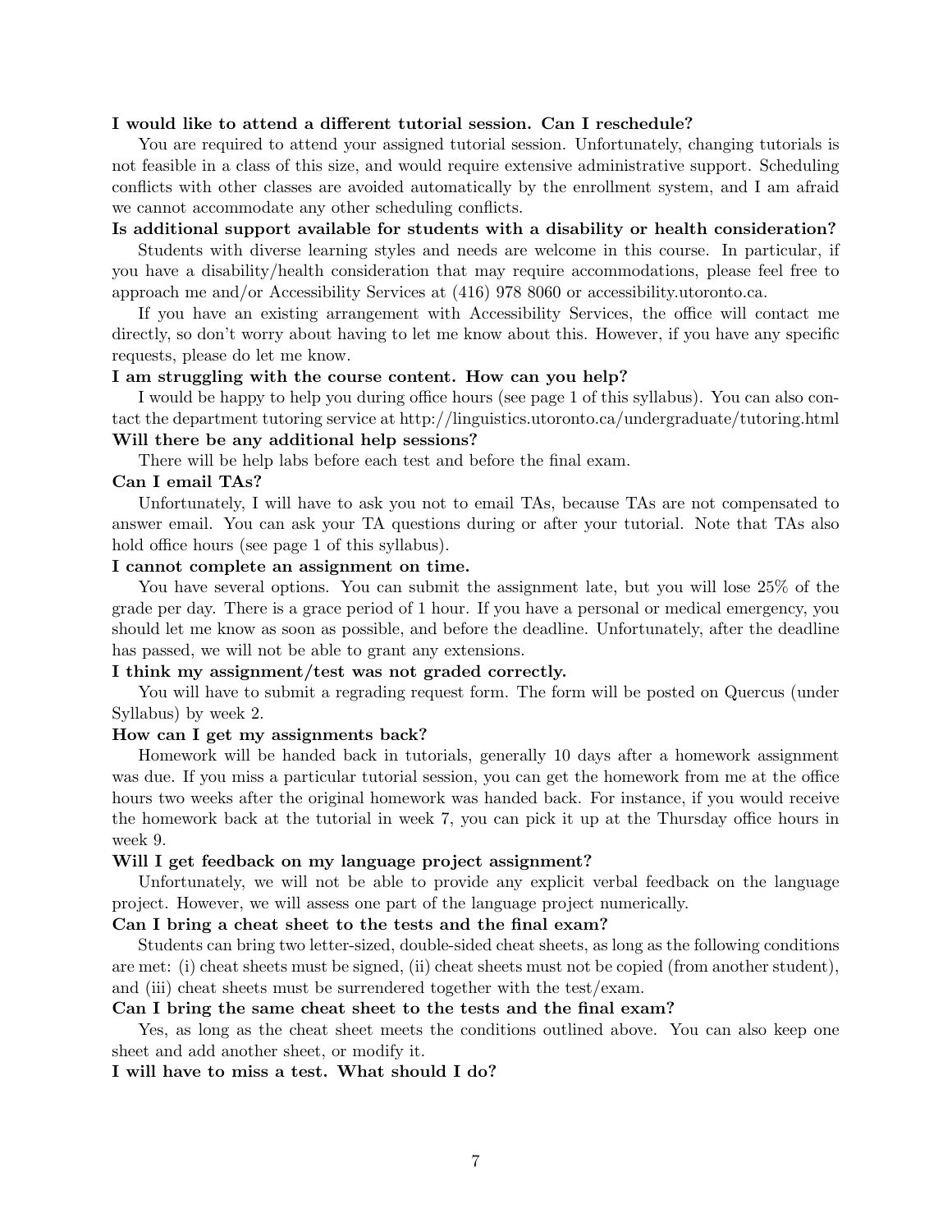**I would like to attend a different tutorial session. Can I reschedule?**

You are required to attend your assigned tutorial session. Unfortunately, changing tutorials is not feasible in a class of this size, and would require extensive administrative support. Scheduling conflicts with other classes are avoided automatically by the enrollment system, and I am afraid we cannot accommodate any other scheduling conflicts.

**Is additional support available for students with a disability or health consideration?**

Students with diverse learning styles and needs are welcome in this course. In particular, if you have a disability/health consideration that may require accommodations, please feel free to approach me and/or Accessibility Services at (416) 978 8060 or accessibility.utoronto.ca.

If you have an existing arrangement with Accessibility Services, the office will contact me directly, so don't worry about having to let me know about this. However, if you have any specific requests, please do let me know.

**I am struggling with the course content. How can you help?**

I would be happy to help you during office hours (see page 1 of this syllabus). You can also contact the department tutoring service at http://linguistics.utoronto.ca/undergraduate/tutoring.html

**Will there be any additional help sessions?**

There will be help labs before each test and before the final exam.

**Can I email TAs?**

Unfortunately, I will have to ask you not to email TAs, because TAs are not compensated to answer email. You can ask your TA questions during or after your tutorial. Note that TAs also hold office hours (see page 1 of this syllabus).

**I cannot complete an assignment on time.**

You have several options. You can submit the assignment late, but you will lose 25% of the grade per day. There is a grace period of 1 hour. If you have a personal or medical emergency, you should let me know as soon as possible, and before the deadline. Unfortunately, after the deadline has passed, we will not be able to grant any extensions.

**I think my assignment/test was not graded correctly.**

You will have to submit a regrading request form. The form will be posted on Quercus (under Syllabus) by week 2.

**How can I get my assignments back?**

Homework will be handed back in tutorials, generally 10 days after a homework assignment was due. If you miss a particular tutorial session, you can get the homework from me at the office hours two weeks after the original homework was handed back. For instance, if you would receive the homework back at the tutorial in week 7, you can pick it up at the Thursday office hours in week 9.

**Will I get feedback on my language project assignment?**

Unfortunately, we will not be able to provide any explicit verbal feedback on the language project. However, we will assess one part of the language project numerically.

**Can I bring a cheat sheet to the tests and the final exam?**

Students can bring two letter-sized, double-sided cheat sheets, as long as the following conditions are met: (i) cheat sheets must be signed, (ii) cheat sheets must not be copied (from another student), and (iii) cheat sheets must be surrendered together with the test/exam.

**Can I bring the same cheat sheet to the tests and the final exam?**

Yes, as long as the cheat sheet meets the conditions outlined above. You can also keep one sheet and add another sheet, or modify it.

**I will have to miss a test. What should I do?**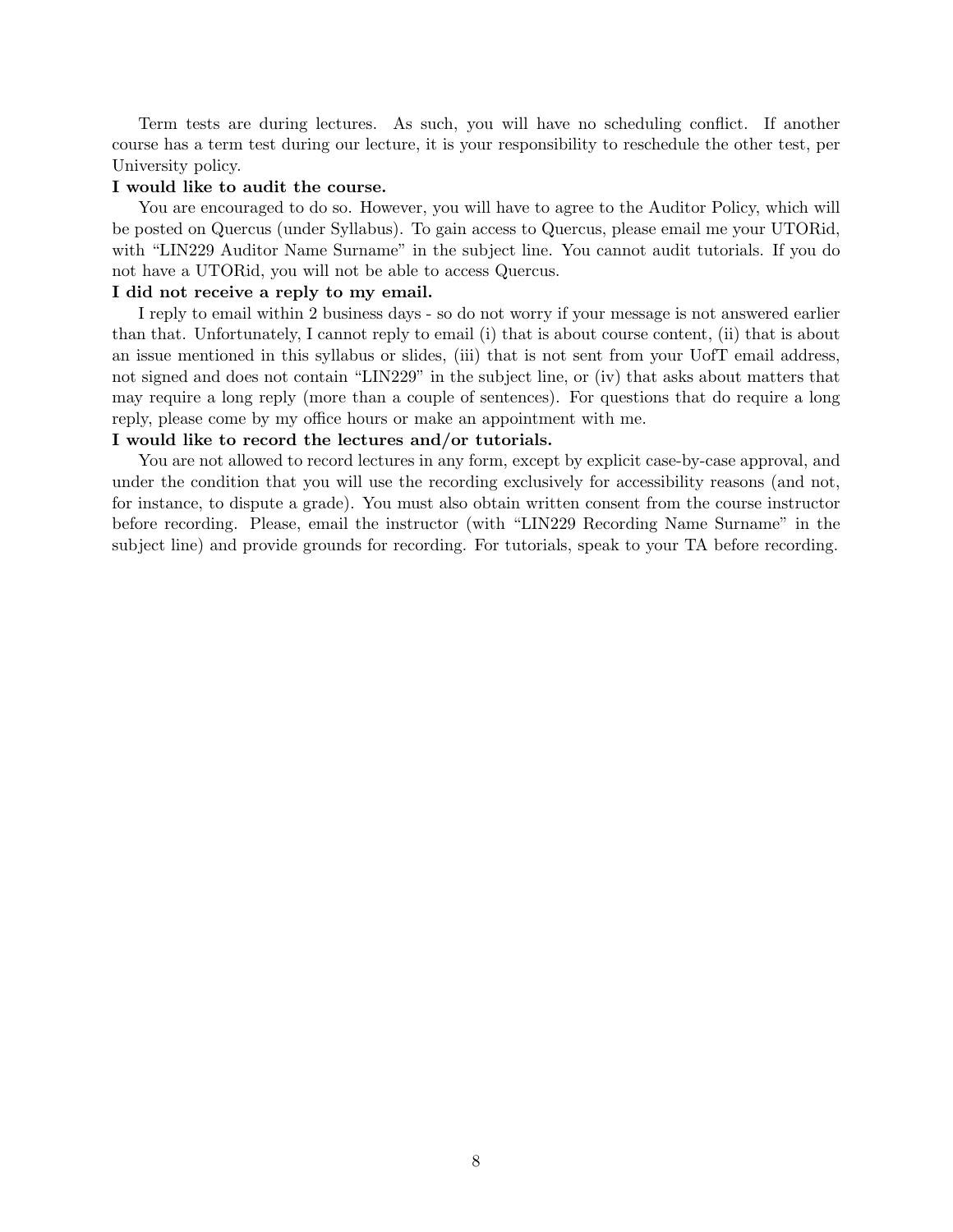Term tests are during lectures. As such, you will have no scheduling conflict. If another course has a term test during our lecture, it is your responsibility to reschedule the other test, per University policy.

**I would like to audit the course.**

You are encouraged to do so. However, you will have to agree to the Auditor Policy, which will be posted on Quercus (under Syllabus). To gain access to Quercus, please email me your UTORid, with "LIN229 Auditor Name Surname" in the subject line. You cannot audit tutorials. If you do not have a UTORid, you will not be able to access Quercus.

**I did not receive a reply to my email.**

I reply to email within 2 business days - so do not worry if your message is not answered earlier than that. Unfortunately, I cannot reply to email (i) that is about course content, (ii) that is about an issue mentioned in this syllabus or slides, (iii) that is not sent from your UofT email address, not signed and does not contain "LIN229" in the subject line, or (iv) that asks about matters that may require a long reply (more than a couple of sentences). For questions that do require a long reply, please come by my office hours or make an appointment with me.

**I would like to record the lectures and/or tutorials.**

You are not allowed to record lectures in any form, except by explicit case-by-case approval, and under the condition that you will use the recording exclusively for accessibility reasons (and not, for instance, to dispute a grade). You must also obtain written consent from the course instructor before recording. Please, email the instructor (with "LIN229 Recording Name Surname" in the subject line) and provide grounds for recording. For tutorials, speak to your TA before recording.